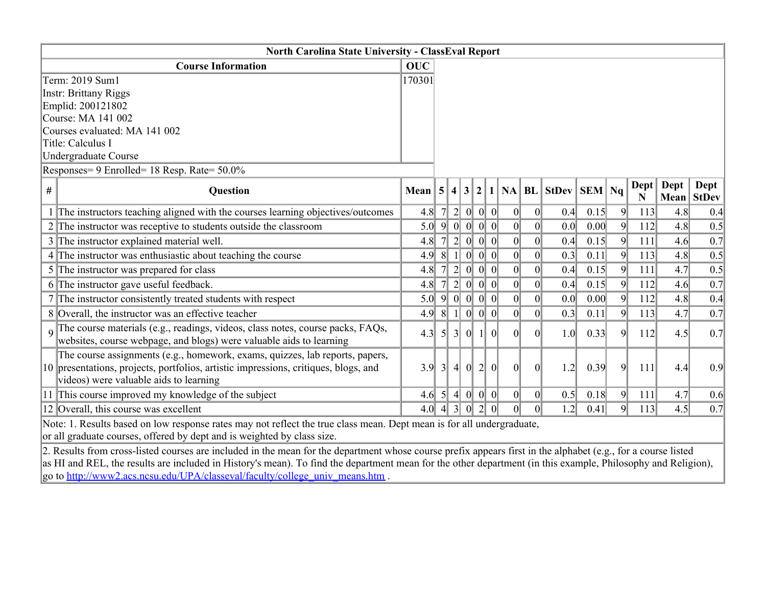# North Carolina State University - ClassEval Report

| Course Information | OUC |
|---|---|
| Term: 2019 Sum1<br>Instr: Brittany Riggs<br>Emplid: 200121802<br>Course: MA 141 002<br>Courses evaluated: MA 141 002<br>Title: Calculus I<br>Undergraduate Course | 170301 |

Responses= 9 Enrolled= 18 Resp. Rate= 50.0%

| # | Question | Mean | 5 | 4 | 3 | 2 | 1 | NA | BL | StDev | SEM | Nq | Dept N | Dept Mean | Dept StDev |
|---|---|---|---|---|---|---|---|---|---|---|---|---|---|---|---|
| 1 | The instructors teaching aligned with the courses learning objectives/outcomes | 4.8 | 7 | 2 | 0 | 0 | 0 | 0 | 0 | 0.4 | 0.15 | 9 | 113 | 4.8 | 0.4 |
| 2 | The instructor was receptive to students outside the classroom | 5.0 | 9 | 0 | 0 | 0 | 0 | 0 | 0 | 0.0 | 0.00 | 9 | 112 | 4.8 | 0.5 |
| 3 | The instructor explained material well. | 4.8 | 7 | 2 | 0 | 0 | 0 | 0 | 0 | 0.4 | 0.15 | 9 | 111 | 4.6 | 0.7 |
| 4 | The instructor was enthusiastic about teaching the course | 4.9 | 8 | 1 | 0 | 0 | 0 | 0 | 0 | 0.3 | 0.11 | 9 | 113 | 4.8 | 0.5 |
| 5 | The instructor was prepared for class | 4.8 | 7 | 2 | 0 | 0 | 0 | 0 | 0 | 0.4 | 0.15 | 9 | 111 | 4.7 | 0.5 |
| 6 | The instructor gave useful feedback. | 4.8 | 7 | 2 | 0 | 0 | 0 | 0 | 0 | 0.4 | 0.15 | 9 | 112 | 4.6 | 0.7 |
| 7 | The instructor consistently treated students with respect | 5.0 | 9 | 0 | 0 | 0 | 0 | 0 | 0 | 0.0 | 0.00 | 9 | 112 | 4.8 | 0.4 |
| 8 | Overall, the instructor was an effective teacher | 4.9 | 8 | 1 | 0 | 0 | 0 | 0 | 0 | 0.3 | 0.11 | 9 | 113 | 4.7 | 0.7 |
| 9 | The course materials (e.g., readings, videos, class notes, course packs, FAQs, websites, course webpage, and blogs) were valuable aids to learning | 4.3 | 5 | 3 | 0 | 1 | 0 | 0 | 0 | 1.0 | 0.33 | 9 | 112 | 4.5 | 0.7 |
| 10 | The course assignments (e.g., homework, exams, quizzes, lab reports, papers, presentations, projects, portfolios, artistic impressions, critiques, blogs, and videos) were valuable aids to learning | 3.9 | 3 | 4 | 0 | 2 | 0 | 0 | 0 | 1.2 | 0.39 | 9 | 111 | 4.4 | 0.9 |
| 11 | This course improved my knowledge of the subject | 4.6 | 5 | 4 | 0 | 0 | 0 | 0 | 0 | 0.5 | 0.18 | 9 | 111 | 4.7 | 0.6 |
| 12 | Overall, this course was excellent | 4.0 | 4 | 3 | 0 | 2 | 0 | 0 | 0 | 1.2 | 0.41 | 9 | 113 | 4.5 | 0.7 |

Note: 1. Results based on low response rates may not reflect the true class mean. Dept mean is for all undergraduate, or all graduate courses, offered by dept and is weighted by class size.

2. Results from cross-listed courses are included in the mean for the department whose course prefix appears first in the alphabet (e.g., for a course listed as HI and REL, the results are included in History's mean). To find the department mean for the other department (in this example, Philosophy and Religion), go to [http://www2.acs.ncsu.edu/UPA/classeval/faculty/college_univ_means.htm](http://www2.acs.ncsu.edu/UPA/classeval/faculty/college_univ_means.htm) .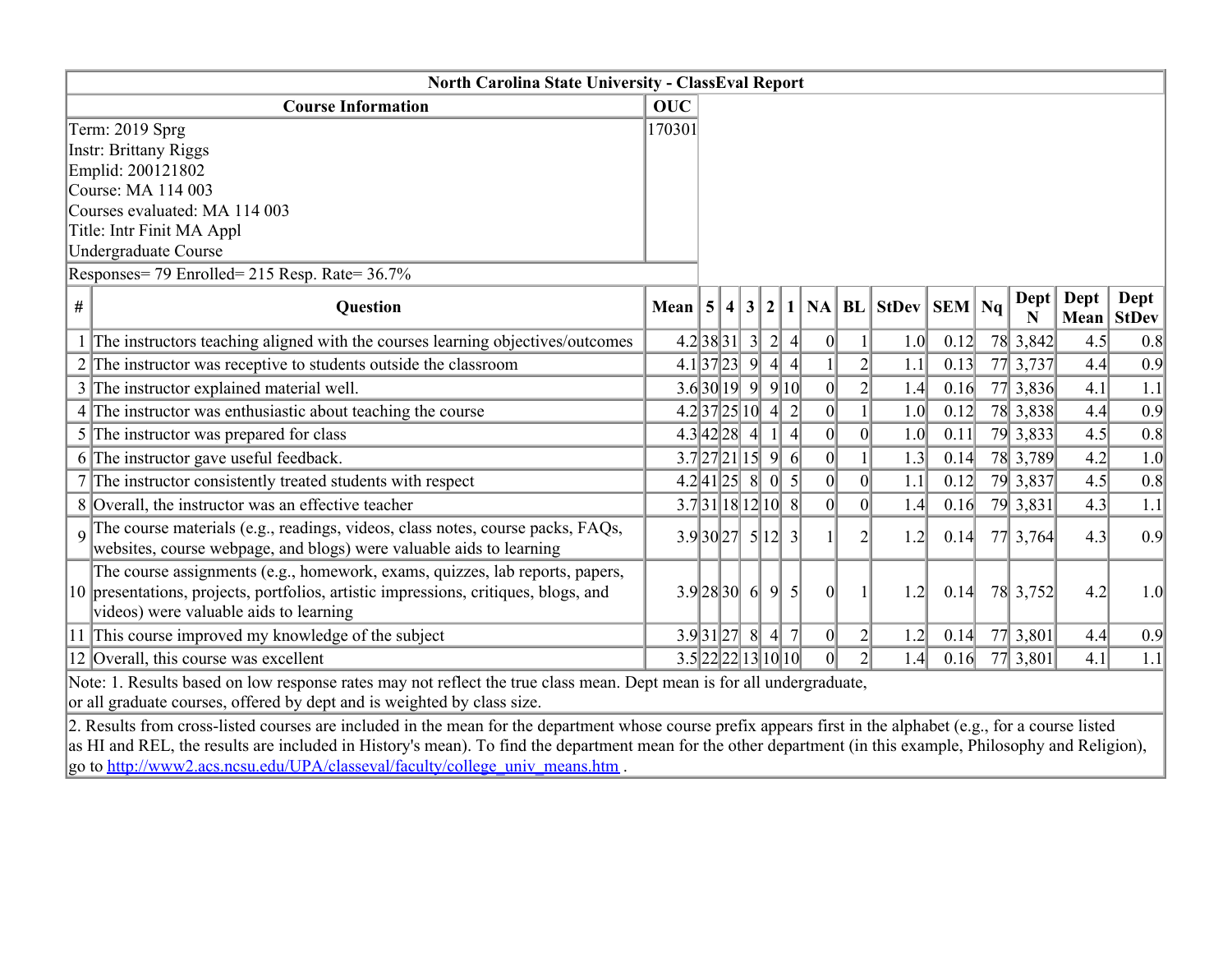## North Carolina State University - ClassEval Report

| Course Information | OUC |
|---|---|
| Term: 2019 Sprg<br>Instr: Brittany Riggs<br>Emplid: 200121802<br>Course: MA 114 003<br>Courses evaluated: MA 114 003<br>Title: Intr Finit MA Appl<br>Undergraduate Course | 170301 |

Responses= 79 Enrolled= 215 Resp. Rate= 36.7%

| # | Question | Mean | 5 | 4 | 3 | 2 | 1 | NA | BL | StDev | SEM | Nq | Dept N | Dept Mean | Dept StDev |
|---|---|---|---|---|---|---|---|---|---|---|---|---|---|---|---|
| 1 | The instructors teaching aligned with the courses learning objectives/outcomes | 4.2 | 38 | 31 | 3 | 2 | 4 | 0 | 1 | 1.0 | 0.12 | 78 | 3,842 | 4.5 | 0.8 |
| 2 | The instructor was receptive to students outside the classroom | 4.1 | 37 | 23 | 9 | 4 | 4 | 1 | 2 | 1.1 | 0.13 | 77 | 3,737 | 4.4 | 0.9 |
| 3 | The instructor explained material well. | 3.6 | 30 | 19 | 9 | 9 | 10 | 0 | 2 | 1.4 | 0.16 | 77 | 3,836 | 4.1 | 1.1 |
| 4 | The instructor was enthusiastic about teaching the course | 4.2 | 37 | 25 | 10 | 4 | 2 | 0 | 1 | 1.0 | 0.12 | 78 | 3,838 | 4.4 | 0.9 |
| 5 | The instructor was prepared for class | 4.3 | 42 | 28 | 4 | 1 | 4 | 0 | 0 | 1.0 | 0.11 | 79 | 3,833 | 4.5 | 0.8 |
| 6 | The instructor gave useful feedback. | 3.7 | 27 | 21 | 15 | 9 | 6 | 0 | 1 | 1.3 | 0.14 | 78 | 3,789 | 4.2 | 1.0 |
| 7 | The instructor consistently treated students with respect | 4.2 | 41 | 25 | 8 | 0 | 5 | 0 | 0 | 1.1 | 0.12 | 79 | 3,837 | 4.5 | 0.8 |
| 8 | Overall, the instructor was an effective teacher | 3.7 | 31 | 18 | 12 | 10 | 8 | 0 | 0 | 1.4 | 0.16 | 79 | 3,831 | 4.3 | 1.1 |
| 9 | The course materials (e.g., readings, videos, class notes, course packs, FAQs, websites, course webpage, and blogs) were valuable aids to learning | 3.9 | 30 | 27 | 5 | 12 | 3 | 1 | 2 | 1.2 | 0.14 | 77 | 3,764 | 4.3 | 0.9 |
| 10 | The course assignments (e.g., homework, exams, quizzes, lab reports, papers, presentations, projects, portfolios, artistic impressions, critiques, blogs, and videos) were valuable aids to learning | 3.9 | 28 | 30 | 6 | 9 | 5 | 0 | 1 | 1.2 | 0.14 | 78 | 3,752 | 4.2 | 1.0 |
| 11 | This course improved my knowledge of the subject | 3.9 | 31 | 27 | 8 | 4 | 7 | 0 | 2 | 1.2 | 0.14 | 77 | 3,801 | 4.4 | 0.9 |
| 12 | Overall, this course was excellent | 3.5 | 22 | 22 | 13 | 10 | 10 | 0 | 2 | 1.4 | 0.16 | 77 | 3,801 | 4.1 | 1.1 |

Note: 1. Results based on low response rates may not reflect the true class mean. Dept mean is for all undergraduate, or all graduate courses, offered by dept and is weighted by class size.

2. Results from cross-listed courses are included in the mean for the department whose course prefix appears first in the alphabet (e.g., for a course listed as HI and REL, the results are included in History's mean). To find the department mean for the other department (in this example, Philosophy and Religion), go to [http://www2.acs.ncsu.edu/UPA/classeval/faculty/college_univ_means.htm](http://www2.acs.ncsu.edu/UPA/classeval/faculty/college_univ_means.htm) .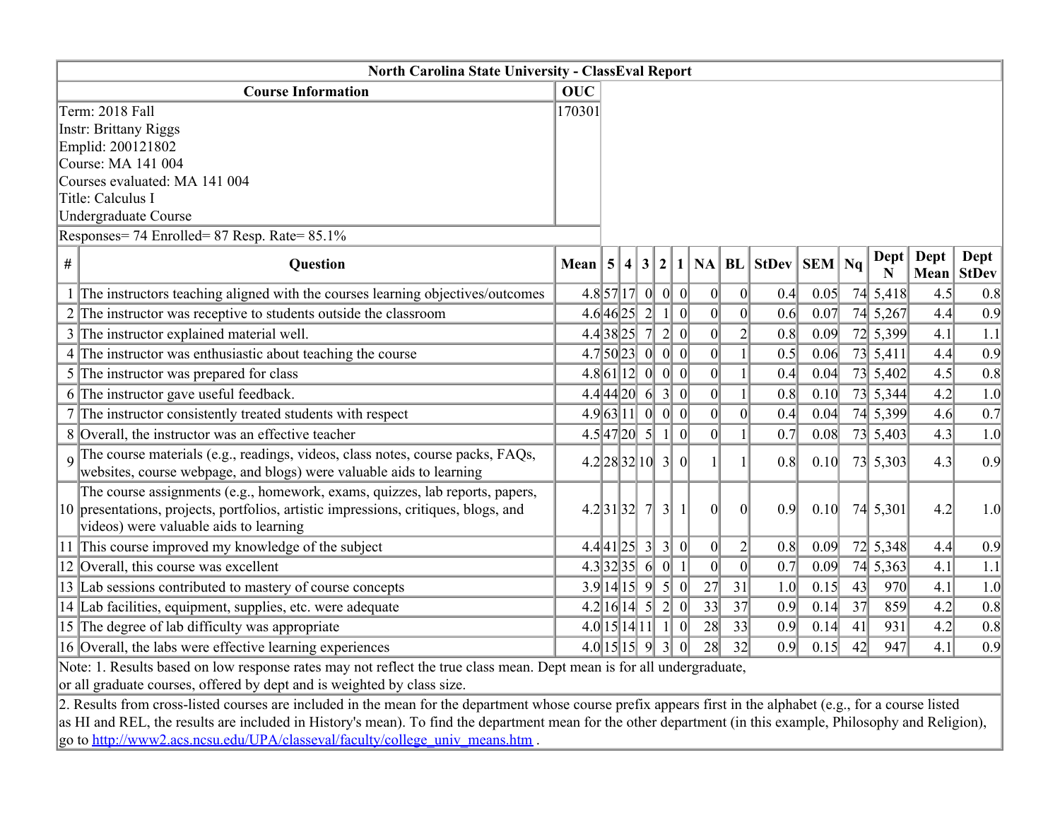## North Carolina State University - ClassEval Report

| Course Information | OUC |
|---|---|
| Term: 2018 Fall<br>Instr: Brittany Riggs<br>Emplid: 200121802<br>Course: MA 141 004<br>Courses evaluated: MA 141 004<br>Title: Calculus I<br>Undergraduate Course | 170301 |

Responses= 74 Enrolled= 87 Resp. Rate= 85.1%

| # | Question | Mean | 5 | 4 | 3 | 2 | 1 | NA | BL | StDev | SEM | Nq | Dept N | Dept Mean | Dept StDev |
|---|---|---|---|---|---|---|---|---|---|---|---|---|---|---|---|
| 1 | The instructors teaching aligned with the courses learning objectives/outcomes | 4.8 | 57 | 17 | 0 | 0 | 0 | 0 | 0 | 0.4 | 0.05 | 74 | 5,418 | 4.5 | 0.8 |
| 2 | The instructor was receptive to students outside the classroom | 4.6 | 46 | 25 | 2 | 1 | 0 | 0 | 0 | 0.6 | 0.07 | 74 | 5,267 | 4.4 | 0.9 |
| 3 | The instructor explained material well. | 4.4 | 38 | 25 | 7 | 2 | 0 | 0 | 2 | 0.8 | 0.09 | 72 | 5,399 | 4.1 | 1.1 |
| 4 | The instructor was enthusiastic about teaching the course | 4.7 | 50 | 23 | 0 | 0 | 0 | 0 | 1 | 0.5 | 0.06 | 73 | 5,411 | 4.4 | 0.9 |
| 5 | The instructor was prepared for class | 4.8 | 61 | 12 | 0 | 0 | 0 | 0 | 1 | 0.4 | 0.04 | 73 | 5,402 | 4.5 | 0.8 |
| 6 | The instructor gave useful feedback. | 4.4 | 44 | 20 | 6 | 3 | 0 | 0 | 1 | 0.8 | 0.10 | 73 | 5,344 | 4.2 | 1.0 |
| 7 | The instructor consistently treated students with respect | 4.9 | 63 | 11 | 0 | 0 | 0 | 0 | 0 | 0.4 | 0.04 | 74 | 5,399 | 4.6 | 0.7 |
| 8 | Overall, the instructor was an effective teacher | 4.5 | 47 | 20 | 5 | 1 | 0 | 0 | 1 | 0.7 | 0.08 | 73 | 5,403 | 4.3 | 1.0 |
| 9 | The course materials (e.g., readings, videos, class notes, course packs, FAQs, websites, course webpage, and blogs) were valuable aids to learning | 4.2 | 28 | 32 | 10 | 3 | 0 | 1 | 1 | 0.8 | 0.10 | 73 | 5,303 | 4.3 | 0.9 |
| 10 | The course assignments (e.g., homework, exams, quizzes, lab reports, papers, presentations, projects, portfolios, artistic impressions, critiques, blogs, and videos) were valuable aids to learning | 4.2 | 31 | 32 | 7 | 3 | 1 | 0 | 0 | 0.9 | 0.10 | 74 | 5,301 | 4.2 | 1.0 |
| 11 | This course improved my knowledge of the subject | 4.4 | 41 | 25 | 3 | 3 | 0 | 0 | 2 | 0.8 | 0.09 | 72 | 5,348 | 4.4 | 0.9 |
| 12 | Overall, this course was excellent | 4.3 | 32 | 35 | 6 | 0 | 1 | 0 | 0 | 0.7 | 0.09 | 74 | 5,363 | 4.1 | 1.1 |
| 13 | Lab sessions contributed to mastery of course concepts | 3.9 | 14 | 15 | 9 | 5 | 0 | 27 | 31 | 1.0 | 0.15 | 43 | 970 | 4.1 | 1.0 |
| 14 | Lab facilities, equipment, supplies, etc. were adequate | 4.2 | 16 | 14 | 5 | 2 | 0 | 33 | 37 | 0.9 | 0.14 | 37 | 859 | 4.2 | 0.8 |
| 15 | The degree of lab difficulty was appropriate | 4.0 | 15 | 14 | 11 | 1 | 0 | 28 | 33 | 0.9 | 0.14 | 41 | 931 | 4.2 | 0.8 |
| 16 | Overall, the labs were effective learning experiences | 4.0 | 15 | 15 | 9 | 3 | 0 | 28 | 32 | 0.9 | 0.15 | 42 | 947 | 4.1 | 0.9 |

Note: 1. Results based on low response rates may not reflect the true class mean. Dept mean is for all undergraduate, or all graduate courses, offered by dept and is weighted by class size.

2. Results from cross-listed courses are included in the mean for the department whose course prefix appears first in the alphabet (e.g., for a course listed as HI and REL, the results are included in History's mean). To find the department mean for the other department (in this example, Philosophy and Religion), go to http://www2.acs.ncsu.edu/UPA/classeval/faculty/college_univ_means.htm .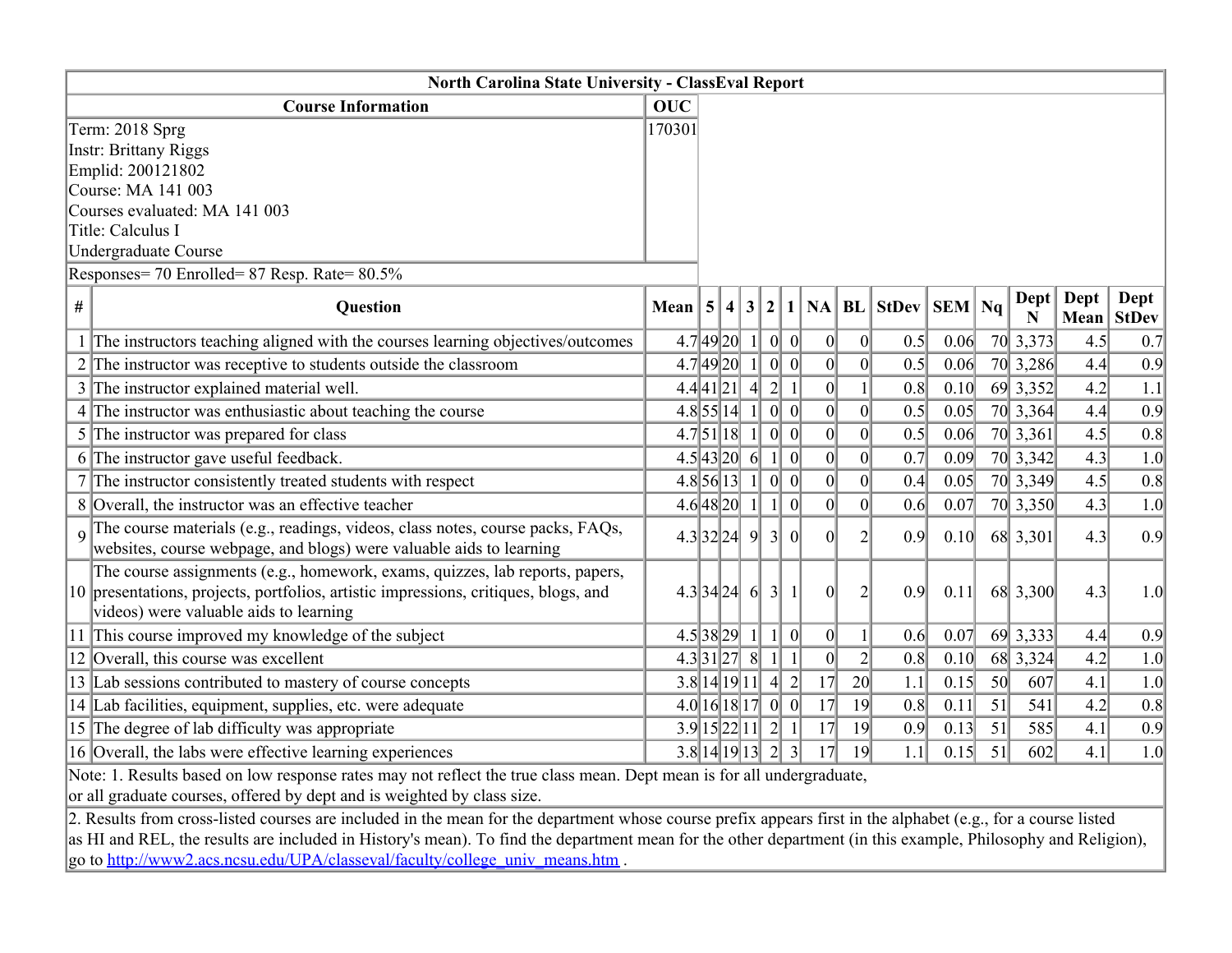# North Carolina State University - ClassEval Report

| Course Information | OUC |
|---|---|
| Term: 2018 Sprg<br>Instr: Brittany Riggs<br>Emplid: 200121802<br>Course: MA 141 003<br>Courses evaluated: MA 141 003<br>Title: Calculus I<br>Undergraduate Course | 170301 |

Responses= 70 Enrolled= 87 Resp. Rate= 80.5%

| # | Question | Mean | 5 | 4 | 3 | 2 | 1 | NA | BL | StDev | SEM | Nq | Dept N | Dept Mean | Dept StDev |
|---|---|---|---|---|---|---|---|---|---|---|---|---|---|---|---|
| 1 | The instructors teaching aligned with the courses learning objectives/outcomes | 4.7 | 49 | 20 | 1 | 0 | 0 | 0 | 0 | 0.5 | 0.06 | 70 | 3,373 | 4.5 | 0.7 |
| 2 | The instructor was receptive to students outside the classroom | 4.7 | 49 | 20 | 1 | 0 | 0 | 0 | 0 | 0.5 | 0.06 | 70 | 3,286 | 4.4 | 0.9 |
| 3 | The instructor explained material well. | 4.4 | 41 | 21 | 4 | 2 | 1 | 0 | 1 | 0.8 | 0.10 | 69 | 3,352 | 4.2 | 1.1 |
| 4 | The instructor was enthusiastic about teaching the course | 4.8 | 55 | 14 | 1 | 0 | 0 | 0 | 0 | 0.5 | 0.05 | 70 | 3,364 | 4.4 | 0.9 |
| 5 | The instructor was prepared for class | 4.7 | 51 | 18 | 1 | 0 | 0 | 0 | 0 | 0.5 | 0.06 | 70 | 3,361 | 4.5 | 0.8 |
| 6 | The instructor gave useful feedback. | 4.5 | 43 | 20 | 6 | 1 | 0 | 0 | 0 | 0.7 | 0.09 | 70 | 3,342 | 4.3 | 1.0 |
| 7 | The instructor consistently treated students with respect | 4.8 | 56 | 13 | 1 | 0 | 0 | 0 | 0 | 0.4 | 0.05 | 70 | 3,349 | 4.5 | 0.8 |
| 8 | Overall, the instructor was an effective teacher | 4.6 | 48 | 20 | 1 | 1 | 0 | 0 | 0 | 0.6 | 0.07 | 70 | 3,350 | 4.3 | 1.0 |
| 9 | The course materials (e.g., readings, videos, class notes, course packs, FAQs, websites, course webpage, and blogs) were valuable aids to learning | 4.3 | 32 | 24 | 9 | 3 | 0 | 0 | 2 | 0.9 | 0.10 | 68 | 3,301 | 4.3 | 0.9 |
| 10 | The course assignments (e.g., homework, exams, quizzes, lab reports, papers, presentations, projects, portfolios, artistic impressions, critiques, blogs, and videos) were valuable aids to learning | 4.3 | 34 | 24 | 6 | 3 | 1 | 0 | 2 | 0.9 | 0.11 | 68 | 3,300 | 4.3 | 1.0 |
| 11 | This course improved my knowledge of the subject | 4.5 | 38 | 29 | 1 | 1 | 0 | 0 | 1 | 0.6 | 0.07 | 69 | 3,333 | 4.4 | 0.9 |
| 12 | Overall, this course was excellent | 4.3 | 31 | 27 | 8 | 1 | 1 | 0 | 2 | 0.8 | 0.10 | 68 | 3,324 | 4.2 | 1.0 |
| 13 | Lab sessions contributed to mastery of course concepts | 3.8 | 14 | 19 | 11 | 4 | 2 | 17 | 20 | 1.1 | 0.15 | 50 | 607 | 4.1 | 1.0 |
| 14 | Lab facilities, equipment, supplies, etc. were adequate | 4.0 | 16 | 18 | 17 | 0 | 0 | 17 | 19 | 0.8 | 0.11 | 51 | 541 | 4.2 | 0.8 |
| 15 | The degree of lab difficulty was appropriate | 3.9 | 15 | 22 | 11 | 2 | 1 | 17 | 19 | 0.9 | 0.13 | 51 | 585 | 4.1 | 0.9 |
| 16 | Overall, the labs were effective learning experiences | 3.8 | 14 | 19 | 13 | 2 | 3 | 17 | 19 | 1.1 | 0.15 | 51 | 602 | 4.1 | 1.0 |

Note: 1. Results based on low response rates may not reflect the true class mean. Dept mean is for all undergraduate, or all graduate courses, offered by dept and is weighted by class size.

2. Results from cross-listed courses are included in the mean for the department whose course prefix appears first in the alphabet (e.g., for a course listed as HI and REL, the results are included in History's mean). To find the department mean for the other department (in this example, Philosophy and Religion), go to http://www2.acs.ncsu.edu/UPA/classeval/faculty/college_univ_means.htm .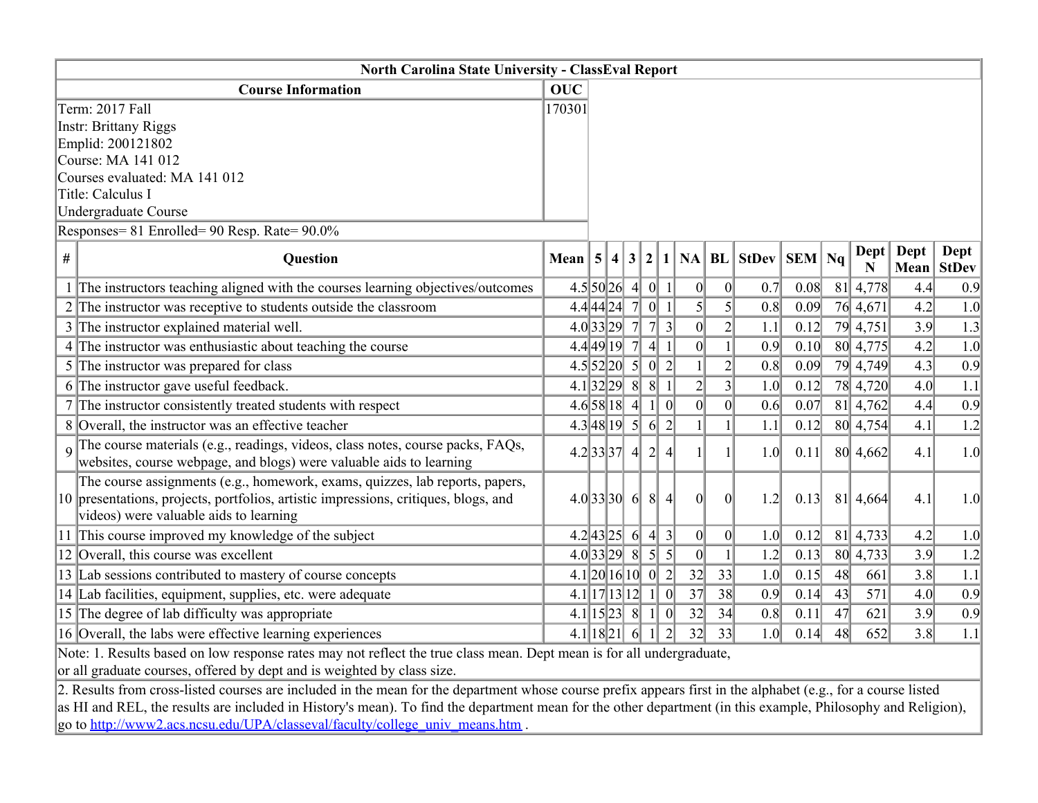**North Carolina State University - ClassEval Report**

| Course Information | OUC |
|---|---|
| Term: 2017 Fall<br>Instr: Brittany Riggs<br>Emplid: 200121802<br>Course: MA 141 012<br>Courses evaluated: MA 141 012<br>Title: Calculus I<br>Undergraduate Course | 170301 |

Responses= 81 Enrolled= 90 Resp. Rate= 90.0%

| # | Question | Mean | 5 | 4 | 3 | 2 | 1 | NA | BL | StDev | SEM | Nq | Dept N | Dept Mean | Dept StDev |
|---|---|---|---|---|---|---|---|---|---|---|---|---|---|---|---|
| 1 | The instructors teaching aligned with the courses learning objectives/outcomes | 4.5 | 50 | 26 | 4 | 0 | 1 | 0 | 0 | 0.7 | 0.08 | 81 | 4,778 | 4.4 | 0.9 |
| 2 | The instructor was receptive to students outside the classroom | 4.4 | 44 | 24 | 7 | 0 | 1 | 5 | 5 | 0.8 | 0.09 | 76 | 4,671 | 4.2 | 1.0 |
| 3 | The instructor explained material well. | 4.0 | 33 | 29 | 7 | 7 | 3 | 0 | 2 | 1.1 | 0.12 | 79 | 4,751 | 3.9 | 1.3 |
| 4 | The instructor was enthusiastic about teaching the course | 4.4 | 49 | 19 | 7 | 4 | 1 | 0 | 1 | 0.9 | 0.10 | 80 | 4,775 | 4.2 | 1.0 |
| 5 | The instructor was prepared for class | 4.5 | 52 | 20 | 5 | 0 | 2 | 1 | 2 | 0.8 | 0.09 | 79 | 4,749 | 4.3 | 0.9 |
| 6 | The instructor gave useful feedback. | 4.1 | 32 | 29 | 8 | 8 | 1 | 2 | 3 | 1.0 | 0.12 | 78 | 4,720 | 4.0 | 1.1 |
| 7 | The instructor consistently treated students with respect | 4.6 | 58 | 18 | 4 | 1 | 0 | 0 | 0 | 0.6 | 0.07 | 81 | 4,762 | 4.4 | 0.9 |
| 8 | Overall, the instructor was an effective teacher | 4.3 | 48 | 19 | 5 | 6 | 2 | 1 | 1 | 1.1 | 0.12 | 80 | 4,754 | 4.1 | 1.2 |
| 9 | The course materials (e.g., readings, videos, class notes, course packs, FAQs, websites, course webpage, and blogs) were valuable aids to learning | 4.2 | 33 | 37 | 4 | 2 | 4 | 1 | 1 | 1.0 | 0.11 | 80 | 4,662 | 4.1 | 1.0 |
| 10 | The course assignments (e.g., homework, exams, quizzes, lab reports, papers, presentations, projects, portfolios, artistic impressions, critiques, blogs, and videos) were valuable aids to learning | 4.0 | 33 | 30 | 6 | 8 | 4 | 0 | 0 | 1.2 | 0.13 | 81 | 4,664 | 4.1 | 1.0 |
| 11 | This course improved my knowledge of the subject | 4.2 | 43 | 25 | 6 | 4 | 3 | 0 | 0 | 1.0 | 0.12 | 81 | 4,733 | 4.2 | 1.0 |
| 12 | Overall, this course was excellent | 4.0 | 33 | 29 | 8 | 5 | 5 | 0 | 1 | 1.2 | 0.13 | 80 | 4,733 | 3.9 | 1.2 |
| 13 | Lab sessions contributed to mastery of course concepts | 4.1 | 20 | 16 | 10 | 0 | 2 | 32 | 33 | 1.0 | 0.15 | 48 | 661 | 3.8 | 1.1 |
| 14 | Lab facilities, equipment, supplies, etc. were adequate | 4.1 | 17 | 13 | 12 | 1 | 0 | 37 | 38 | 0.9 | 0.14 | 43 | 571 | 4.0 | 0.9 |
| 15 | The degree of lab difficulty was appropriate | 4.1 | 15 | 23 | 8 | 1 | 0 | 32 | 34 | 0.8 | 0.11 | 47 | 621 | 3.9 | 0.9 |
| 16 | Overall, the labs were effective learning experiences | 4.1 | 18 | 21 | 6 | 1 | 2 | 32 | 33 | 1.0 | 0.14 | 48 | 652 | 3.8 | 1.1 |

Note: 1. Results based on low response rates may not reflect the true class mean. Dept mean is for all undergraduate, or all graduate courses, offered by dept and is weighted by class size.

2. Results from cross-listed courses are included in the mean for the department whose course prefix appears first in the alphabet (e.g., for a course listed as HI and REL, the results are included in History's mean). To find the department mean for the other department (in this example, Philosophy and Religion), go to http://www2.acs.ncsu.edu/UPA/classeval/faculty/college_univ_means.htm .